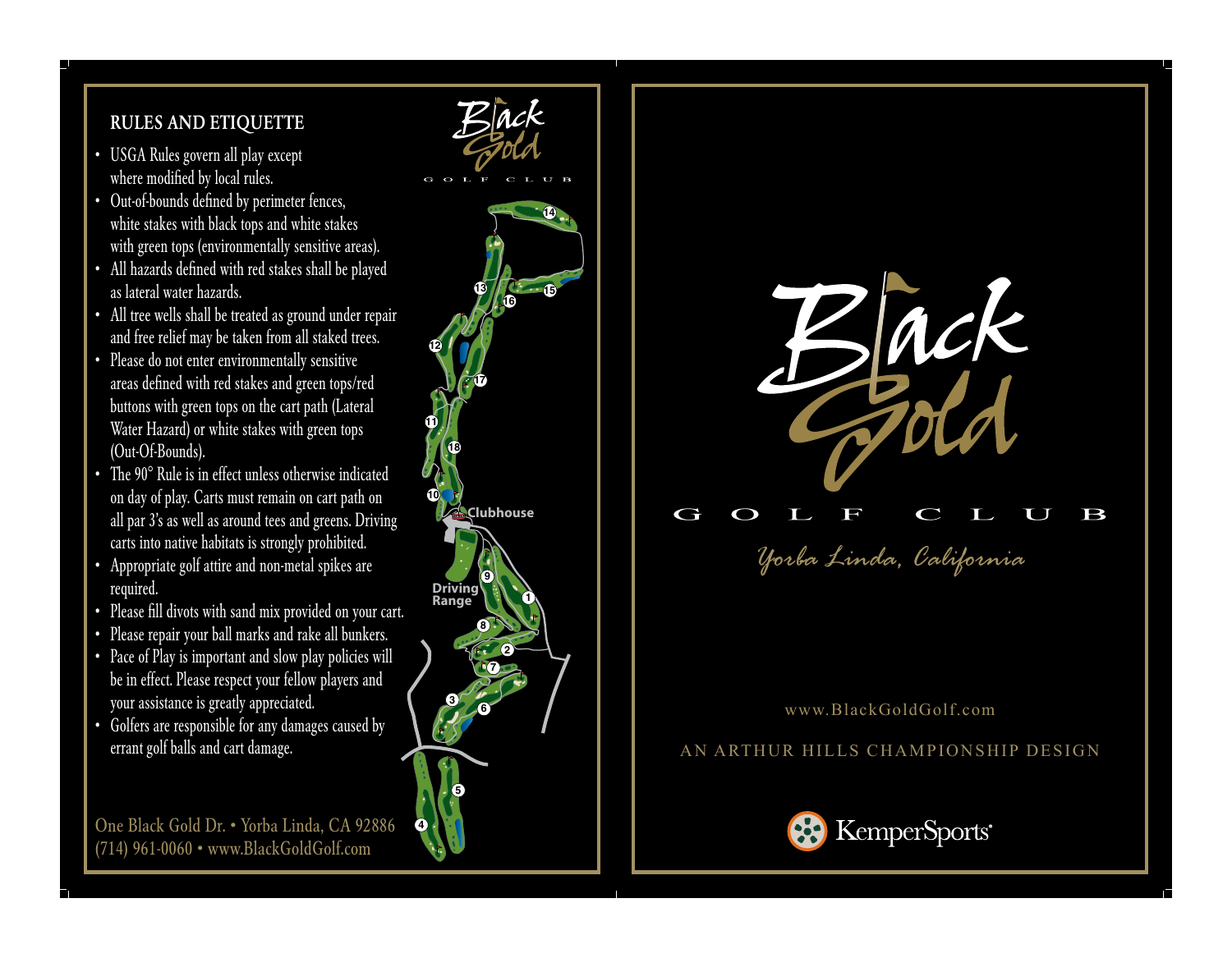## RULES AND ETIQUETTE

- USGA Rules govern all play except where modified by local rules.
- Out-of-bounds defined by perimeter fences, white stakes with black tops and white stakes with green tops (environmentally sensitive areas).
- All hazards defined with red stakes shall be played as lateral water hazards.
- All tree wells shall be treated as ground under repair and free relief may be taken from all staked trees.
- Please do not enter environmentally sensitive areas defined with red stakes and green tops/red buttons with green tops on the cart path (Lateral Water Hazard) or white stakes with green tops (Out-Of-Bounds).
- The 90° Rule is in effect unless otherwise indicated on day of play. Carts must remain on cart path on all par 3's as well as around tees and greens. Driving carts into native habitats is strongly prohibited.
- Appropriate golf attire and non-metal spikes are required.
- Please fill divots with sand mix provided on your cart.
- Please repair your ball marks and rake all bunkers.
- Pace of Play is important and slow play policies will be in effect. Please respect your fellow players and your assistance is greatly appreciated.
- Golfers are responsible for any damages caused by errant golf balls and cart damage.

One Black Gold Dr. • Yorba Linda, CA 92886
(714) 961-0060 • www.BlackGoldGolf.com

Black Gold GOLF CLUB

Clubhouse

Driving Range

# Black Gold

GOLF CLUB

*Yorba Linda, California*

www.BlackGoldGolf.com

AN ARTHUR HILLS CHAMPIONSHIP DESIGN

KemperSports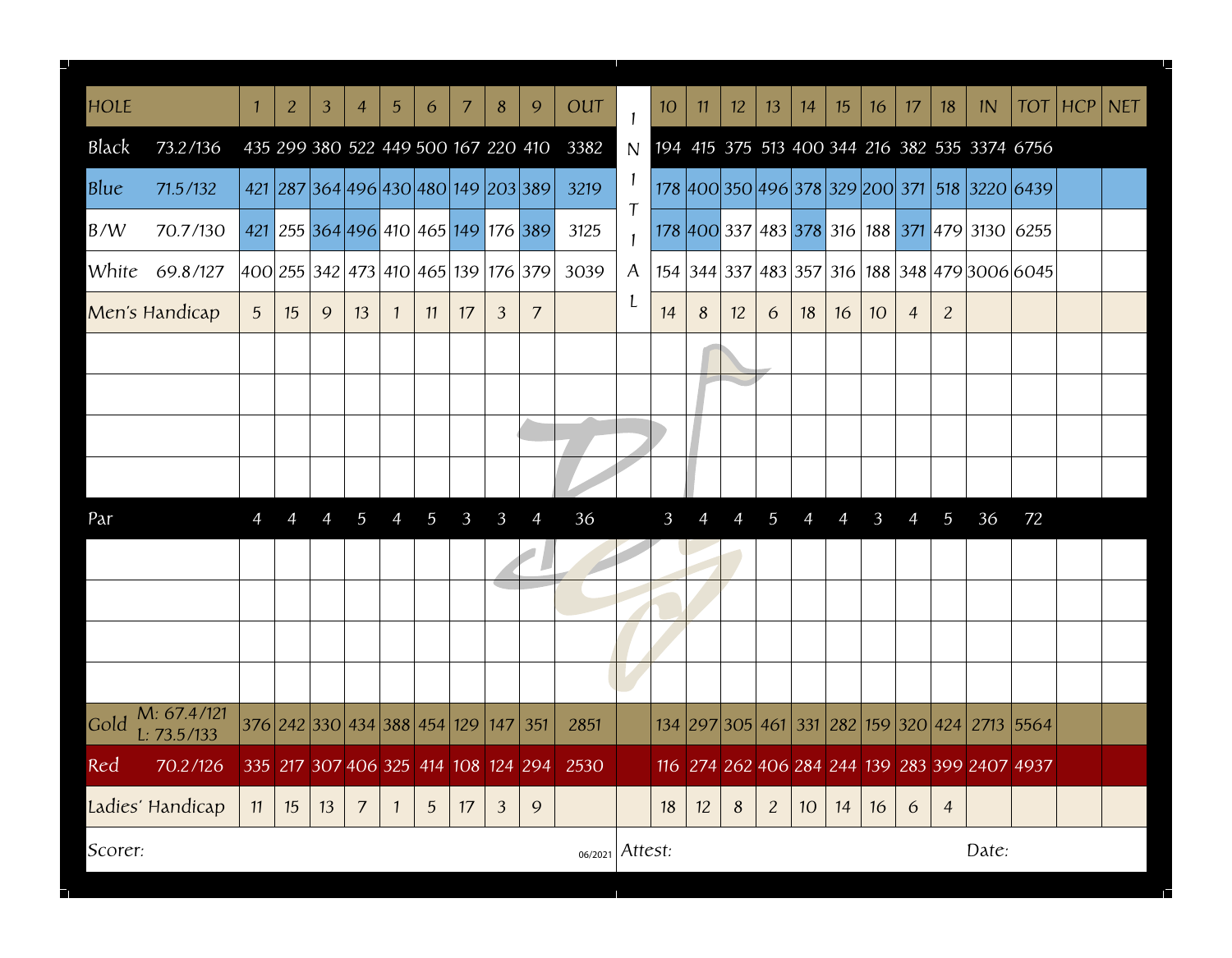| HOLE | | 1 | 2 | 3 | 4 | 5 | 6 | 7 | 8 | 9 | OUT | INITIAL | 10 | 11 | 12 | 13 | 14 | 15 | 16 | 17 | 18 | IN | TOT | HCP | NET |
|---|---|---|---|---|---|---|---|---|---|---|---|---|---|---|---|---|---|---|---|---|---|---|---|---|---|
| Black | 73.2/136 | 435 | 299 | 380 | 522 | 449 | 500 | 167 | 220 | 410 | 3382 | | 194 | 415 | 375 | 513 | 400 | 344 | 216 | 382 | 535 | 3374 | 6756 | | |
| Blue | 71.5/132 | 421 | 287 | 364 | 496 | 430 | 480 | 149 | 203 | 389 | 3219 | | 178 | 400 | 350 | 496 | 378 | 329 | 200 | 371 | 518 | 3220 | 6439 | | |
| B/W | 70.7/130 | 421 | 255 | 364 | 496 | 410 | 465 | 149 | 176 | 389 | 3125 | | 178 | 400 | 337 | 483 | 378 | 316 | 188 | 371 | 479 | 3130 | 6255 | | |
| White | 69.8/127 | 400 | 255 | 342 | 473 | 410 | 465 | 139 | 176 | 379 | 3039 | | 154 | 344 | 337 | 483 | 357 | 316 | 188 | 348 | 479 | 3006 | 6045 | | |
| Men's Handicap | | 5 | 15 | 9 | 13 | 1 | 11 | 17 | 3 | 7 | | | 14 | 8 | 12 | 6 | 18 | 16 | 10 | 4 | 2 | | | | |
| | | | | | | | | | | | | | | | | | | | | | | | | | |
| | | | | | | | | | | | | | | | | | | | | | | | | | |
| | | | | | | | | | | | | | | | | | | | | | | | | | |
| | | | | | | | | | | | | | | | | | | | | | | | | | |
| Par | | 4 | 4 | 4 | 5 | 4 | 5 | 3 | 3 | 4 | 36 | | 3 | 4 | 4 | 5 | 4 | 4 | 3 | 4 | 5 | 36 | 72 | | |
| | | | | | | | | | | | | | | | | | | | | | | | | | |
| | | | | | | | | | | | | | | | | | | | | | | | | | |
| | | | | | | | | | | | | | | | | | | | | | | | | | |
| | | | | | | | | | | | | | | | | | | | | | | | | | |
| Gold | M: 67.4/121 L: 73.5/133 | 376 | 242 | 330 | 434 | 388 | 454 | 129 | 147 | 351 | 2851 | | 134 | 297 | 305 | 461 | 331 | 282 | 159 | 320 | 424 | 2713 | 5564 | | |
| Red | 70.2/126 | 335 | 217 | 307 | 406 | 325 | 414 | 108 | 124 | 294 | 2530 | | 116 | 274 | 262 | 406 | 284 | 244 | 139 | 283 | 399 | 2407 | 4937 | | |
| Ladies' Handicap | | 11 | 15 | 13 | 7 | 1 | 5 | 17 | 3 | 9 | | | 18 | 12 | 8 | 2 | 10 | 14 | 16 | 6 | 4 | | | | |

Scorer: 06/2021 Attest: Date: